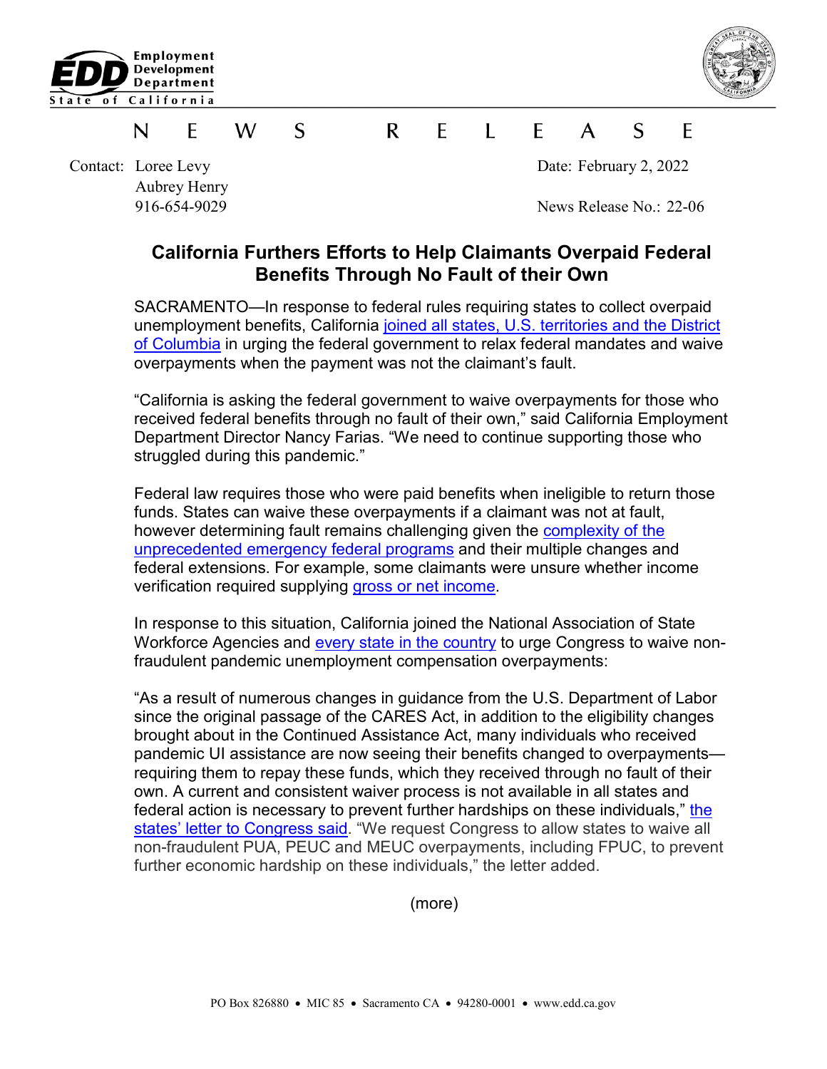Employment Development Department
State of California

N E W S R E L E A S E

Contact: Loree Levy
Aubrey Henry
916-654-9029

Date: February 2, 2022

News Release No.: 22-06

# California Furthers Efforts to Help Claimants Overpaid Federal Benefits Through No Fault of their Own

SACRAMENTO—In response to federal rules requiring states to collect overpaid unemployment benefits, California joined all states, U.S. territories and the District of Columbia in urging the federal government to relax federal mandates and waive overpayments when the payment was not the claimant's fault.

"California is asking the federal government to waive overpayments for those who received federal benefits through no fault of their own," said California Employment Department Director Nancy Farias. "We need to continue supporting those who struggled during this pandemic."

Federal law requires those who were paid benefits when ineligible to return those funds. States can waive these overpayments if a claimant was not at fault, however determining fault remains challenging given the complexity of the unprecedented emergency federal programs and their multiple changes and federal extensions. For example, some claimants were unsure whether income verification required supplying gross or net income.

In response to this situation, California joined the National Association of State Workforce Agencies and every state in the country to urge Congress to waive non-fraudulent pandemic unemployment compensation overpayments:

"As a result of numerous changes in guidance from the U.S. Department of Labor since the original passage of the CARES Act, in addition to the eligibility changes brought about in the Continued Assistance Act, many individuals who received pandemic UI assistance are now seeing their benefits changed to overpayments—requiring them to repay these funds, which they received through no fault of their own. A current and consistent waiver process is not available in all states and federal action is necessary to prevent further hardships on these individuals," the states' letter to Congress said. "We request Congress to allow states to waive all non-fraudulent PUA, PEUC and MEUC overpayments, including FPUC, to prevent further economic hardship on these individuals," the letter added.

(more)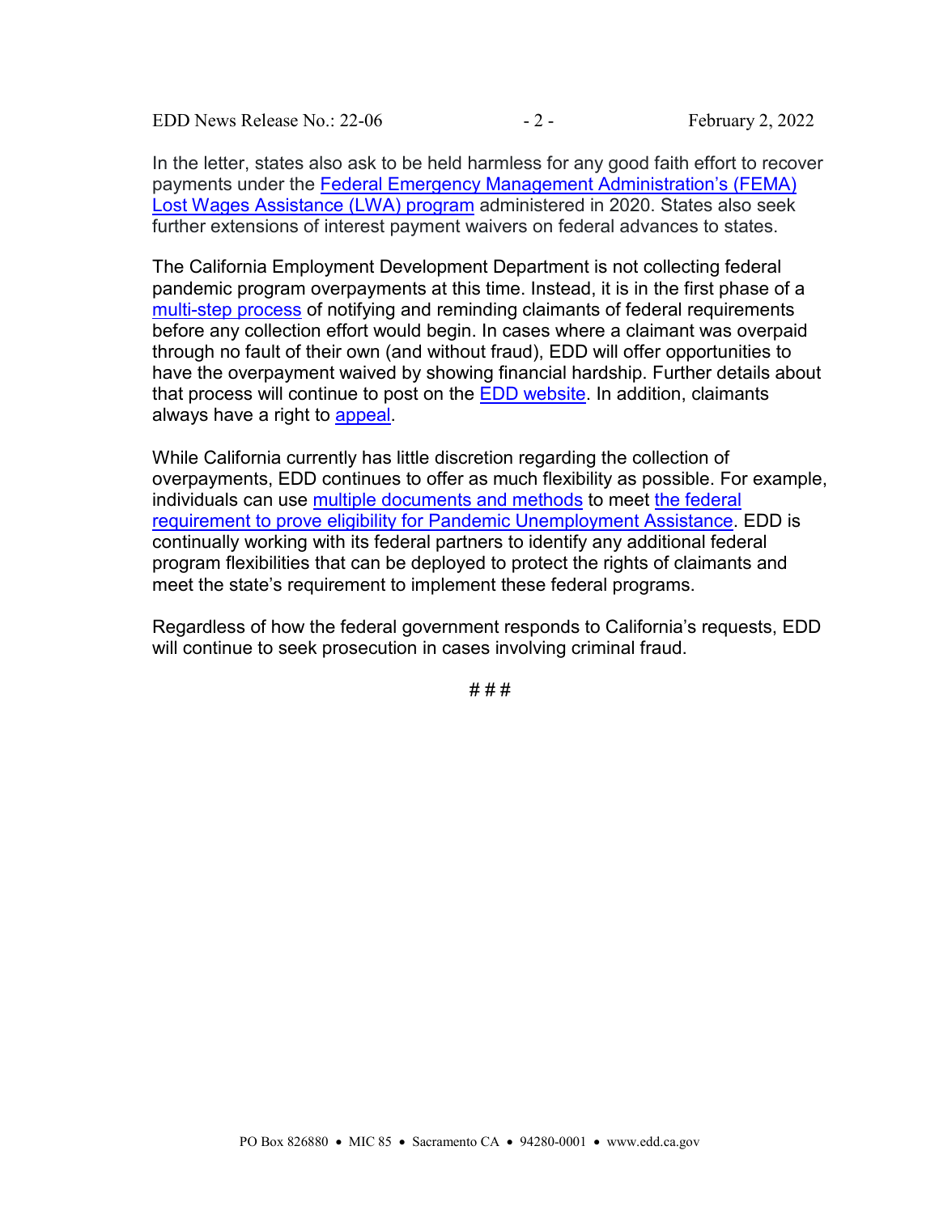In the letter, states also ask to be held harmless for any good faith effort to recover payments under the Federal Emergency Management Administration's (FEMA) Lost Wages Assistance (LWA) program administered in 2020. States also seek further extensions of interest payment waivers on federal advances to states.

The California Employment Development Department is not collecting federal pandemic program overpayments at this time. Instead, it is in the first phase of a multi-step process of notifying and reminding claimants of federal requirements before any collection effort would begin. In cases where a claimant was overpaid through no fault of their own (and without fraud), EDD will offer opportunities to have the overpayment waived by showing financial hardship. Further details about that process will continue to post on the EDD website. In addition, claimants always have a right to appeal.

While California currently has little discretion regarding the collection of overpayments, EDD continues to offer as much flexibility as possible. For example, individuals can use multiple documents and methods to meet the federal requirement to prove eligibility for Pandemic Unemployment Assistance. EDD is continually working with its federal partners to identify any additional federal program flexibilities that can be deployed to protect the rights of claimants and meet the state's requirement to implement these federal programs.

Regardless of how the federal government responds to California's requests, EDD will continue to seek prosecution in cases involving criminal fraud.

# # #